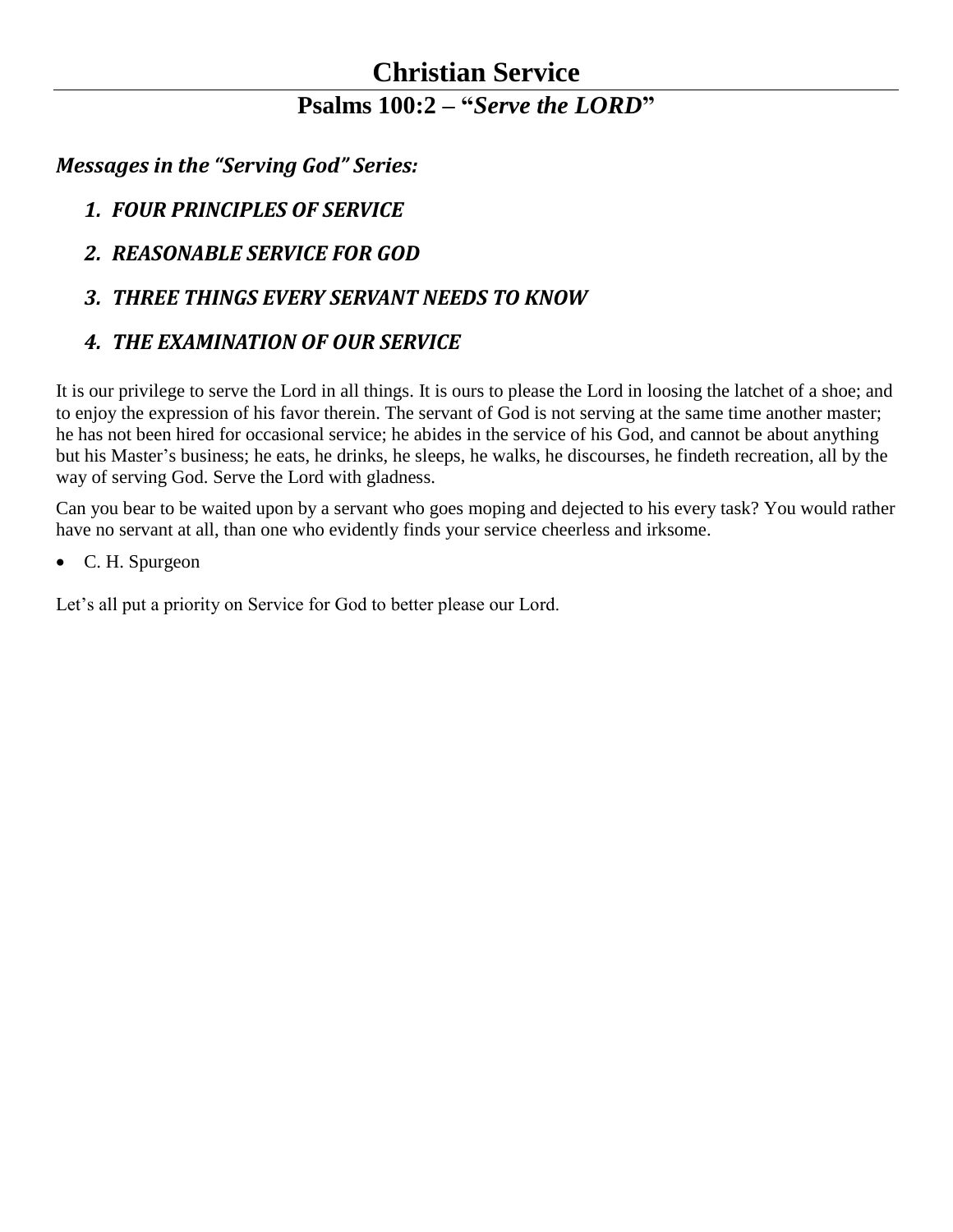# Christian Service

## Psalms 100:2 – "*Serve the LORD*"

***Messages in the "Serving God" Series:***

1. ***FOUR PRINCIPLES OF SERVICE***
2. ***REASONABLE SERVICE FOR GOD***
3. ***THREE THINGS EVERY SERVANT NEEDS TO KNOW***
4. ***THE EXAMINATION OF OUR SERVICE***

It is our privilege to serve the Lord in all things. It is ours to please the Lord in loosing the latchet of a shoe; and to enjoy the expression of his favor therein. The servant of God is not serving at the same time another master; he has not been hired for occasional service; he abides in the service of his God, and cannot be about anything but his Master's business; he eats, he drinks, he sleeps, he walks, he discourses, he findeth recreation, all by the way of serving God. Serve the Lord with gladness.

Can you bear to be waited upon by a servant who goes moping and dejected to his every task? You would rather have no servant at all, than one who evidently finds your service cheerless and irksome.

- C. H. Spurgeon

Let's all put a priority on Service for God to better please our Lord.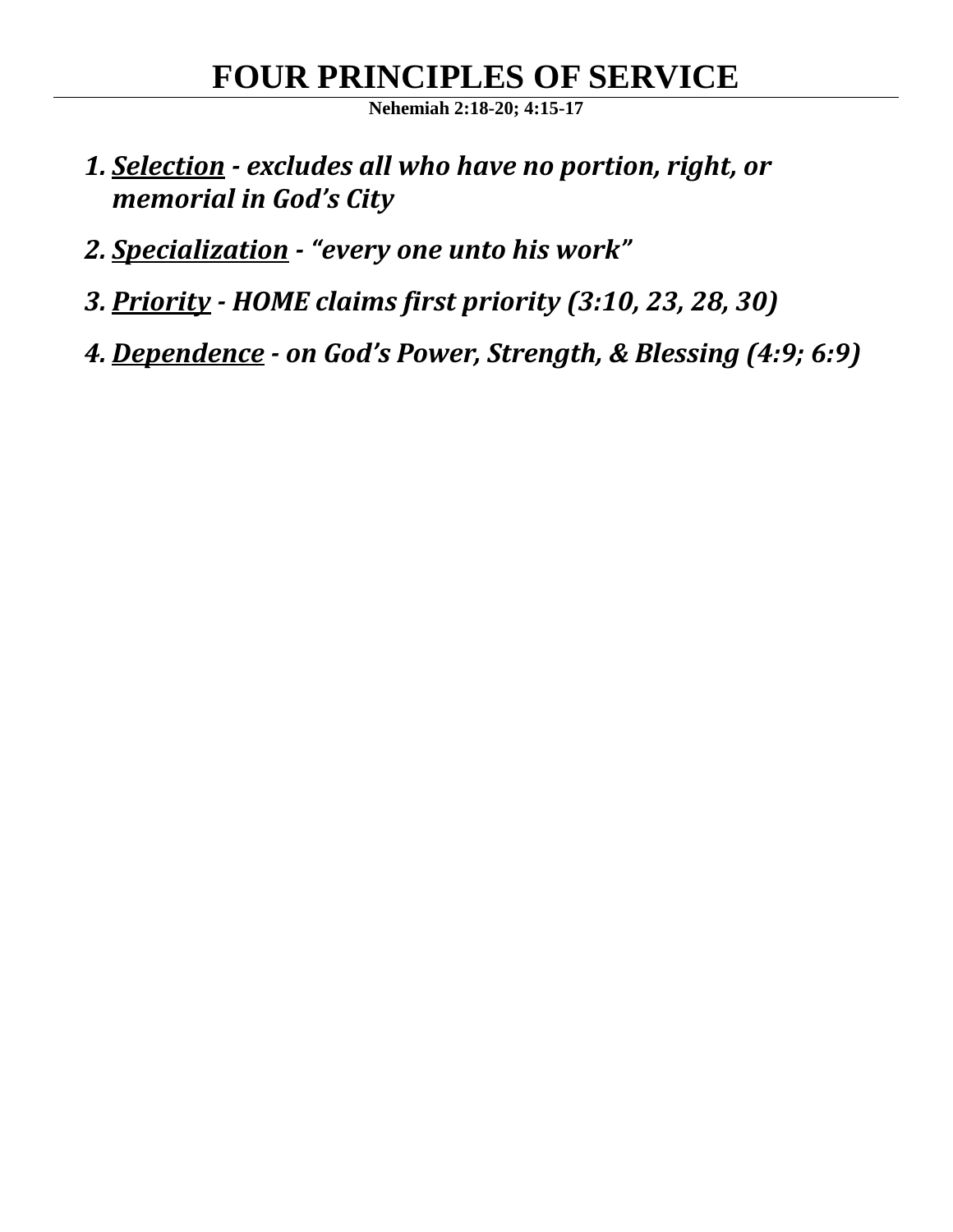# FOUR PRINCIPLES OF SERVICE

**Nehemiah 2:18-20; 4:15-17**

1. ***<u>Selection</u> - excludes all who have no portion, right, or memorial in God's City***
2. ***<u>Specialization</u> - "every one unto his work"***
3. ***<u>Priority</u> - HOME claims first priority (3:10, 23, 28, 30)***
4. ***<u>Dependence</u> - on God's Power, Strength, & Blessing (4:9; 6:9)***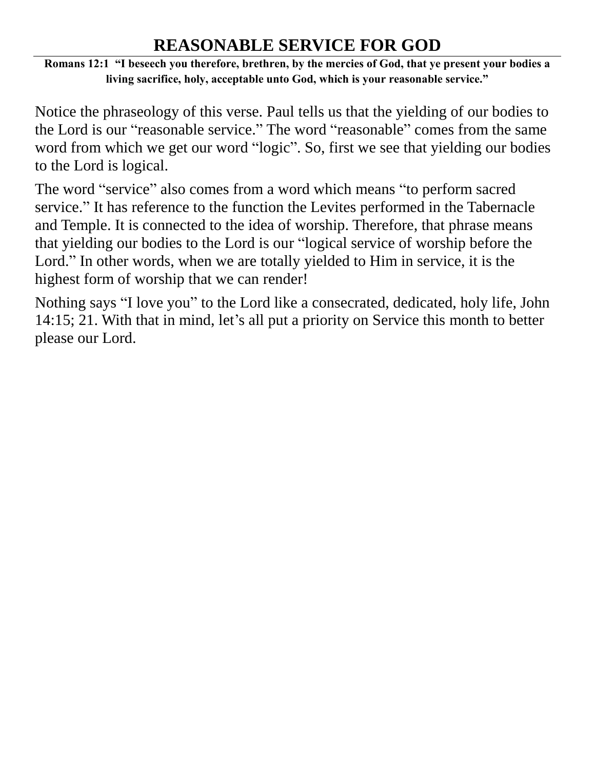# REASONABLE SERVICE FOR GOD

**Romans 12:1 "I beseech you therefore, brethren, by the mercies of God, that ye present your bodies a living sacrifice, holy, acceptable unto God, which is your reasonable service."**

Notice the phraseology of this verse. Paul tells us that the yielding of our bodies to the Lord is our "reasonable service." The word "reasonable" comes from the same word from which we get our word "logic". So, first we see that yielding our bodies to the Lord is logical.

The word "service" also comes from a word which means "to perform sacred service." It has reference to the function the Levites performed in the Tabernacle and Temple. It is connected to the idea of worship. Therefore, that phrase means that yielding our bodies to the Lord is our "logical service of worship before the Lord." In other words, when we are totally yielded to Him in service, it is the highest form of worship that we can render!

Nothing says "I love you" to the Lord like a consecrated, dedicated, holy life, John 14:15; 21. With that in mind, let's all put a priority on Service this month to better please our Lord.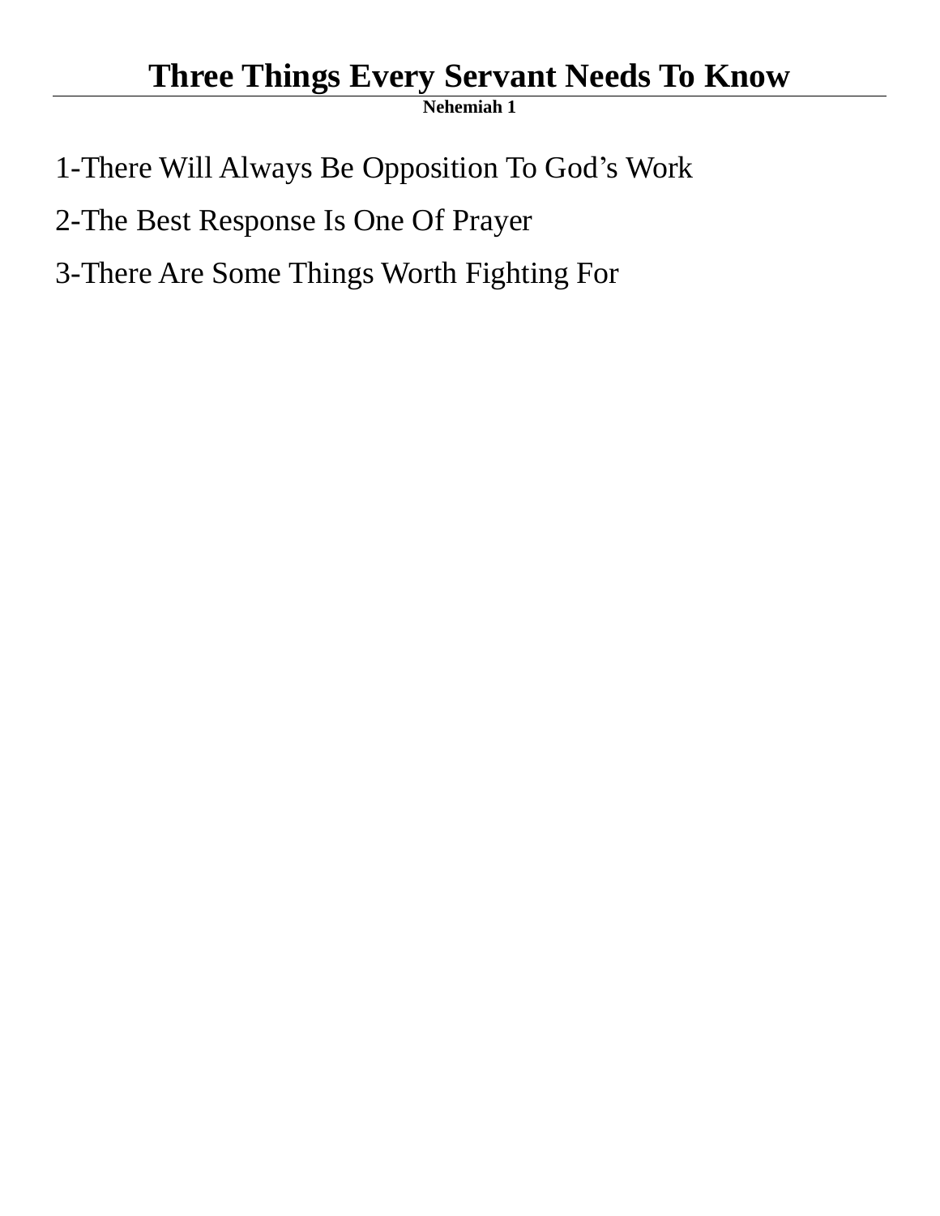# Three Things Every Servant Needs To Know

**Nehemiah 1**

1-There Will Always Be Opposition To God's Work

2-The Best Response Is One Of Prayer

3-There Are Some Things Worth Fighting For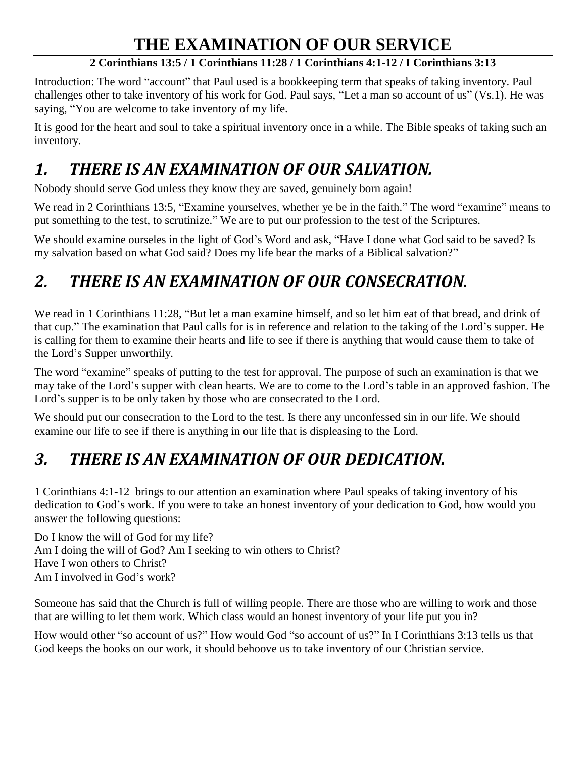# THE EXAMINATION OF OUR SERVICE

**2 Corinthians 13:5 / 1 Corinthians 11:28 / 1 Corinthians 4:1-12 / I Corinthians 3:13**

Introduction: The word "account" that Paul used is a bookkeeping term that speaks of taking inventory. Paul challenges other to take inventory of his work for God. Paul says, "Let a man so account of us" (Vs.1). He was saying, "You are welcome to take inventory of my life.

It is good for the heart and soul to take a spiritual inventory once in a while. The Bible speaks of taking such an inventory.

## *1. THERE IS AN EXAMINATION OF OUR SALVATION.*

Nobody should serve God unless they know they are saved, genuinely born again!

We read in 2 Corinthians 13:5, "Examine yourselves, whether ye be in the faith." The word "examine" means to put something to the test, to scrutinize." We are to put our profession to the test of the Scriptures.

We should examine ourseles in the light of God's Word and ask, "Have I done what God said to be saved? Is my salvation based on what God said? Does my life bear the marks of a Biblical salvation?"

## *2. THERE IS AN EXAMINATION OF OUR CONSECRATION.*

We read in 1 Corinthians 11:28, "But let a man examine himself, and so let him eat of that bread, and drink of that cup." The examination that Paul calls for is in reference and relation to the taking of the Lord's supper. He is calling for them to examine their hearts and life to see if there is anything that would cause them to take of the Lord's Supper unworthily.

The word "examine" speaks of putting to the test for approval. The purpose of such an examination is that we may take of the Lord's supper with clean hearts. We are to come to the Lord's table in an approved fashion. The Lord's supper is to be only taken by those who are consecrated to the Lord.

We should put our consecration to the Lord to the test. Is there any unconfessed sin in our life. We should examine our life to see if there is anything in our life that is displeasing to the Lord.

## *3. THERE IS AN EXAMINATION OF OUR DEDICATION.*

1 Corinthians 4:1-12 brings to our attention an examination where Paul speaks of taking inventory of his dedication to God's work. If you were to take an honest inventory of your dedication to God, how would you answer the following questions:

Do I know the will of God for my life?
Am I doing the will of God? Am I seeking to win others to Christ?
Have I won others to Christ?
Am I involved in God's work?

Someone has said that the Church is full of willing people. There are those who are willing to work and those that are willing to let them work. Which class would an honest inventory of your life put you in?

How would other "so account of us?" How would God "so account of us?" In I Corinthians 3:13 tells us that God keeps the books on our work, it should behoove us to take inventory of our Christian service.